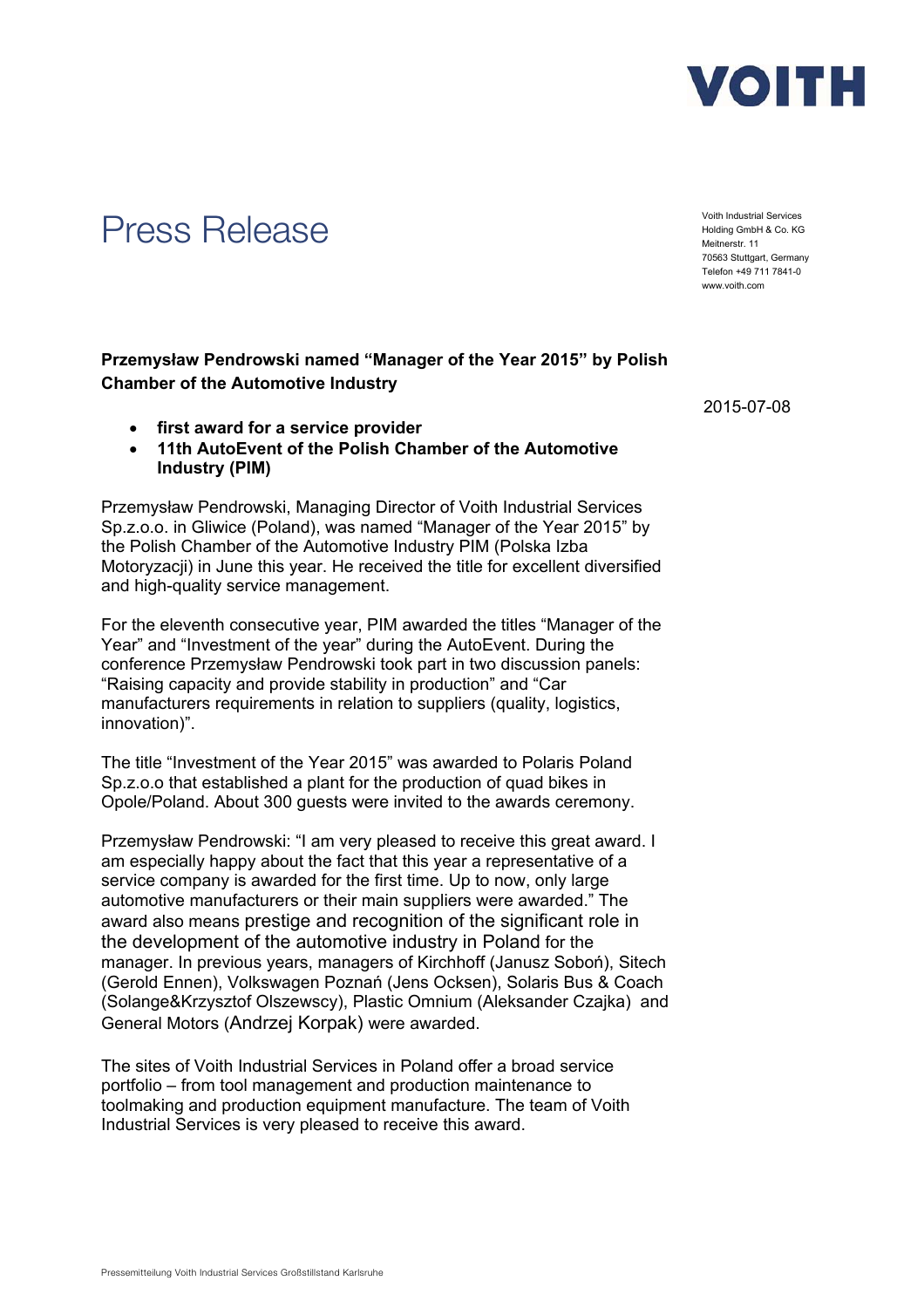VOITH

# Press Release

Voith Industrial Services Holding GmbH & Co. KG
Meitnerstr. 11
70563 Stuttgart, Germany
Telefon +49 711 7841-0
www.voith.com

**Przemysław Pendrowski named "Manager of the Year 2015" by Polish Chamber of the Automotive Industry**

2015-07-08

- **first award for a service provider**
- **11th AutoEvent of the Polish Chamber of the Automotive Industry (PIM)**

Przemysław Pendrowski, Managing Director of Voith Industrial Services Sp.z.o.o. in Gliwice (Poland), was named "Manager of the Year 2015" by the Polish Chamber of the Automotive Industry PIM (Polska Izba Motoryzacji) in June this year. He received the title for excellent diversified and high-quality service management.

For the eleventh consecutive year, PIM awarded the titles "Manager of the Year" and "Investment of the year" during the AutoEvent. During the conference Przemysław Pendrowski took part in two discussion panels: "Raising capacity and provide stability in production" and "Car manufacturers requirements in relation to suppliers (quality, logistics, innovation)".

The title "Investment of the Year 2015" was awarded to Polaris Poland Sp.z.o.o that established a plant for the production of quad bikes in Opole/Poland. About 300 guests were invited to the awards ceremony.

Przemysław Pendrowski: "I am very pleased to receive this great award. I am especially happy about the fact that this year a representative of a service company is awarded for the first time. Up to now, only large automotive manufacturers or their main suppliers were awarded." The award also means prestige and recognition of the significant role in the development of the automotive industry in Poland for the manager. In previous years, managers of Kirchhoff (Janusz Soboń), Sitech (Gerold Ennen), Volkswagen Poznań (Jens Ocksen), Solaris Bus & Coach (Solange&Krzysztof Olszewscy), Plastic Omnium (Aleksander Czajka) and General Motors (Andrzej Korpak) were awarded.

The sites of Voith Industrial Services in Poland offer a broad service portfolio – from tool management and production maintenance to toolmaking and production equipment manufacture. The team of Voith Industrial Services is very pleased to receive this award.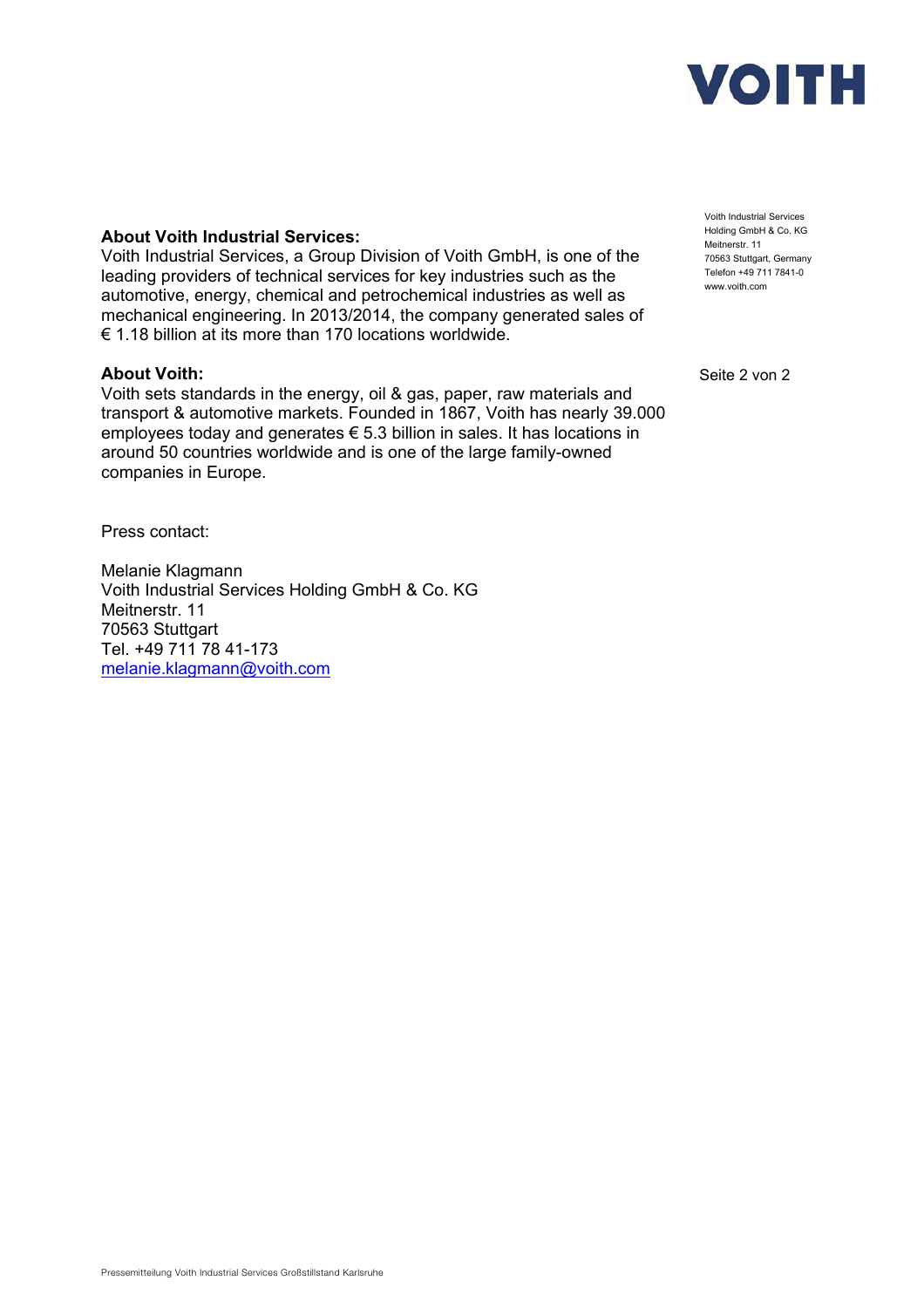**About Voith Industrial Services:**
Voith Industrial Services, a Group Division of Voith GmbH, is one of the leading providers of technical services for key industries such as the automotive, energy, chemical and petrochemical industries as well as mechanical engineering. In 2013/2014, the company generated sales of € 1.18 billion at its more than 170 locations worldwide.

**About Voith:**
Voith sets standards in the energy, oil & gas, paper, raw materials and transport & automotive markets. Founded in 1867, Voith has nearly 39.000 employees today and generates € 5.3 billion in sales. It has locations in around 50 countries worldwide and is one of the large family-owned companies in Europe.

Press contact:

Melanie Klagmann
Voith Industrial Services Holding GmbH & Co. KG
Meitnerstr. 11
70563 Stuttgart
Tel. +49 711 78 41-173
melanie.klagmann@voith.com

Voith Industrial Services
Holding GmbH & Co. KG
Meitnerstr. 11
70563 Stuttgart, Germany
Telefon +49 711 7841-0
www.voith.com